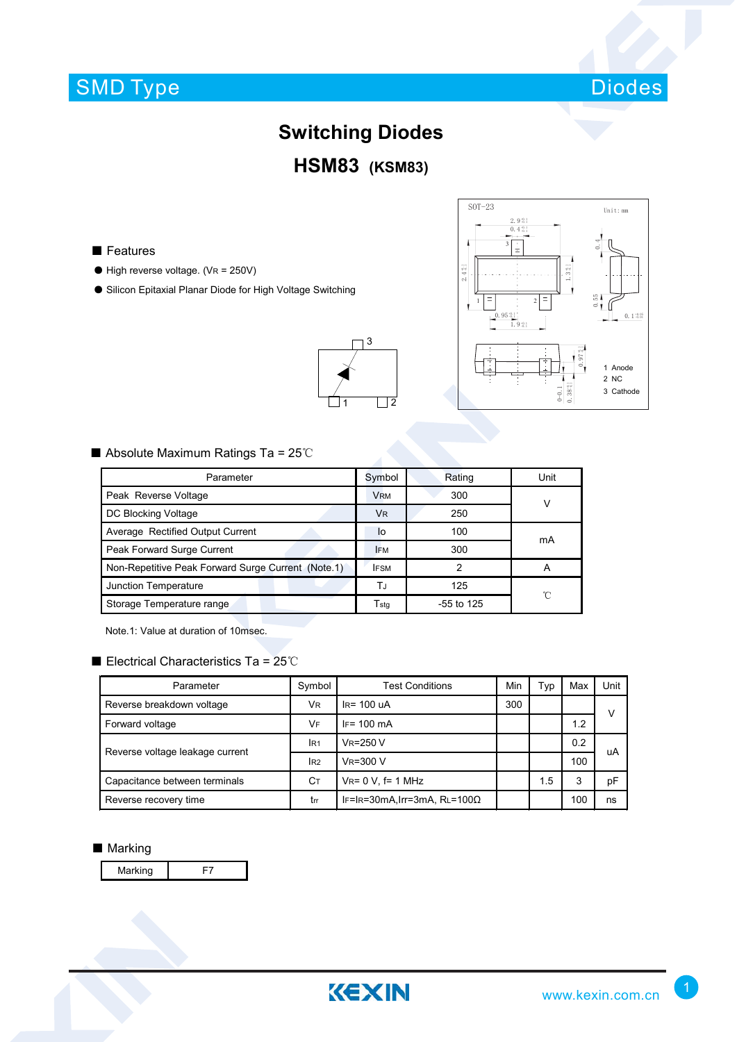SMD Type — Diodes

# Switching Diodes

## HSM83 (KSM83)

SOT-23 — Unit: mm

1 Anode
2 NC
3 Cathode

### Features

- High reverse voltage. ($V_R$ = 250V)
- Silicon Epitaxial Planar Diode for High Voltage Switching

### Absolute Maximum Ratings Ta = 25℃

| Parameter | Symbol | Rating | Unit |
|---|---|---|---|
| Peak Reverse Voltage | $V_{RM}$ | 300 | V |
| DC Blocking Voltage | $V_R$ | 250 | V |
| Average Rectified Output Current | Io | 100 | mA |
| Peak Forward Surge Current | $I_{FM}$ | 300 | mA |
| Non-Repetitive Peak Forward Surge Current (Note.1) | $I_{FSM}$ | 2 | A |
| Junction Temperature | $T_J$ | 125 | ℃ |
| Storage Temperature range | Tstg | -55 to 125 | ℃ |

Note.1: Value at duration of 10msec.

### Electrical Characteristics Ta = 25℃

| Parameter | Symbol | Test Conditions | Min | Typ | Max | Unit |
|---|---|---|---|---|---|---|
| Reverse breakdown voltage | $V_R$ | $I_R$= 100 uA | 300 | | | V |
| Forward voltage | $V_F$ | $I_F$= 100 mA | | | 1.2 | V |
| Reverse voltage leakage current | $I_{R1}$ | $V_R$=250 V | | | 0.2 | uA |
| | $I_{R2}$ | $V_R$=300 V | | | 100 | uA |
| Capacitance between terminals | $C_T$ | $V_R$= 0 V, f= 1 MHz | | 1.5 | 3 | pF |
| Reverse recovery time | $t_{rr}$ | $I_F$=$I_R$=30mA,Irr=3mA, $R_L$=100Ω | | | 100 | ns |

### Marking

| Marking | F7 |
|---|---|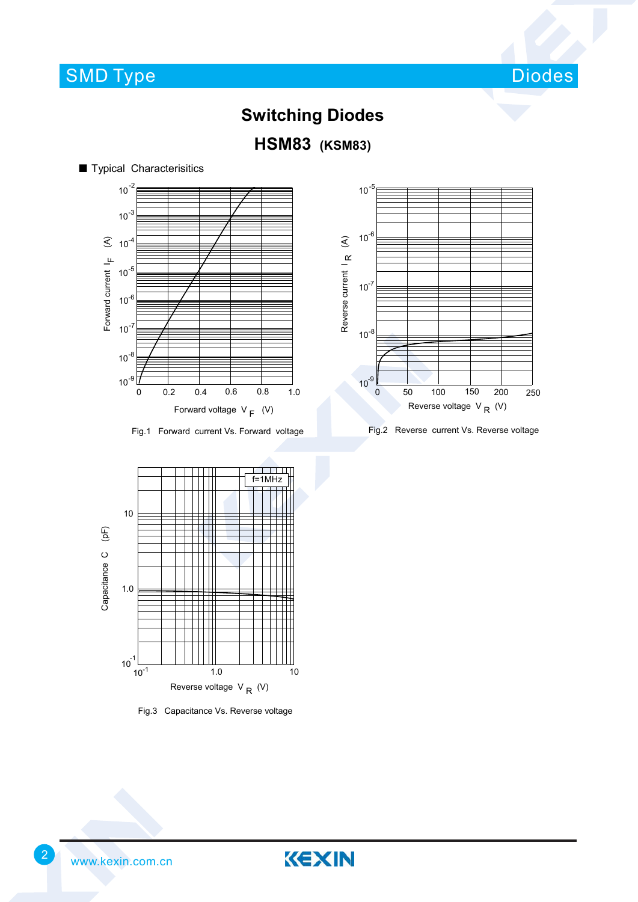# Switching Diodes

## HSM83 (KSM83)

■ Typical Characterisitics

$10^{-2}$
$10^{-3}$
$10^{-4}$
$10^{-5}$
$10^{-6}$
$10^{-7}$
$10^{-8}$
$10^{-9}$

Forward current $I_F$ (A)

0 0.2 0.4 0.6 0.8 1.0

Forward voltage $V_F$ (V)

Fig.1 Forward current Vs. Forward voltage

$10^{-5}$
$10^{-6}$
$10^{-7}$
$10^{-8}$
$10^{-9}$

Reverse current $I_R$ (A)

0 50 100 150 200 250

Reverse voltage $V_R$ (V)

Fig.2 Reverse current Vs. Reverse voltage

f=1MHz

10
1.0
$10^{-1}$

Capacitance C (pF)

$10^{-1}$ 1.0 10

Reverse voltage $V_R$ (V)

Fig.3 Capacitance Vs. Reverse voltage